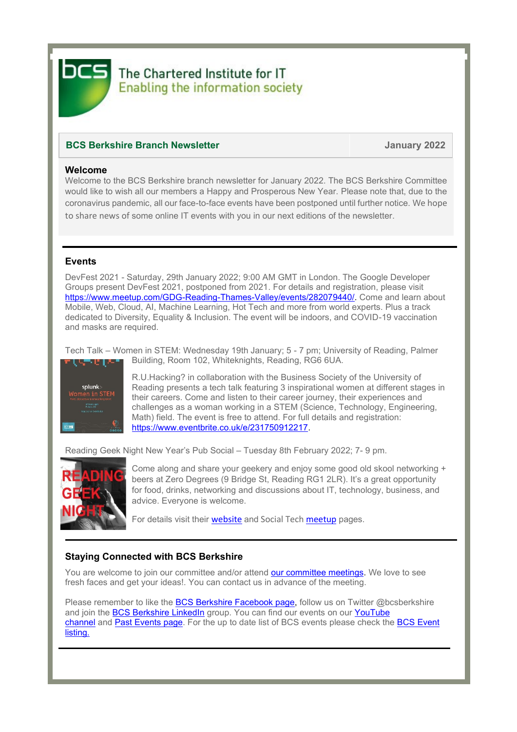The Chartered Institute for IT
Enabling the information society

| **BCS Berkshire Branch Newsletter** | **January 2022** |
|---|---|

## Welcome

Welcome to the BCS Berkshire branch newsletter for January 2022. The BCS Berkshire Committee would like to wish all our members a Happy and Prosperous New Year. Please note that, due to the coronavirus pandemic, all our face-to-face events have been postponed until further notice. We hope to share news of some online IT events with you in our next editions of the newsletter.

## Events

DevFest 2021 - Saturday, 29th January 2022; 9:00 AM GMT in London. The Google Developer Groups present DevFest 2021, postponed from 2021. For details and registration, please visit https://www.meetup.com/GDG-Reading-Thames-Valley/events/282079440/. Come and learn about Mobile, Web, Cloud, AI, Machine Learning, Hot Tech and more from world experts. Plus a track dedicated to Diversity, Equality & Inclusion. The event will be indoors, and COVID-19 vaccination and masks are required.

Tech Talk – Women in STEM: Wednesday 19th January; 5 - 7 pm; University of Reading, Palmer Building, Room 102, Whiteknights, Reading, RG6 6UA.

R.U.Hacking? in collaboration with the Business Society of the University of Reading presents a tech talk featuring 3 inspirational women at different stages in their careers. Come and listen to their career journey, their experiences and challenges as a woman working in a STEM (Science, Technology, Engineering, Math) field. The event is free to attend. For full details and registration: https://www.eventbrite.co.uk/e/231750912217.

Reading Geek Night New Year's Pub Social – Tuesday 8th February 2022; 7- 9 pm.

Come along and share your geekery and enjoy some good old skool networking + beers at Zero Degrees (9 Bridge St, Reading RG1 2LR). It's a great opportunity for food, drinks, networking and discussions about IT, technology, business, and advice. Everyone is welcome.

For details visit their website and Social Tech meetup pages.

## Staying Connected with BCS Berkshire

You are welcome to join our committee and/or attend our committee meetings. We love to see fresh faces and get your ideas!. You can contact us in advance of the meeting.

Please remember to like the BCS Berkshire Facebook page, follow us on Twitter @bcsberkshire and join the BCS Berkshire LinkedIn group. You can find our events on our YouTube channel and Past Events page. For the up to date list of BCS events please check the BCS Event listing.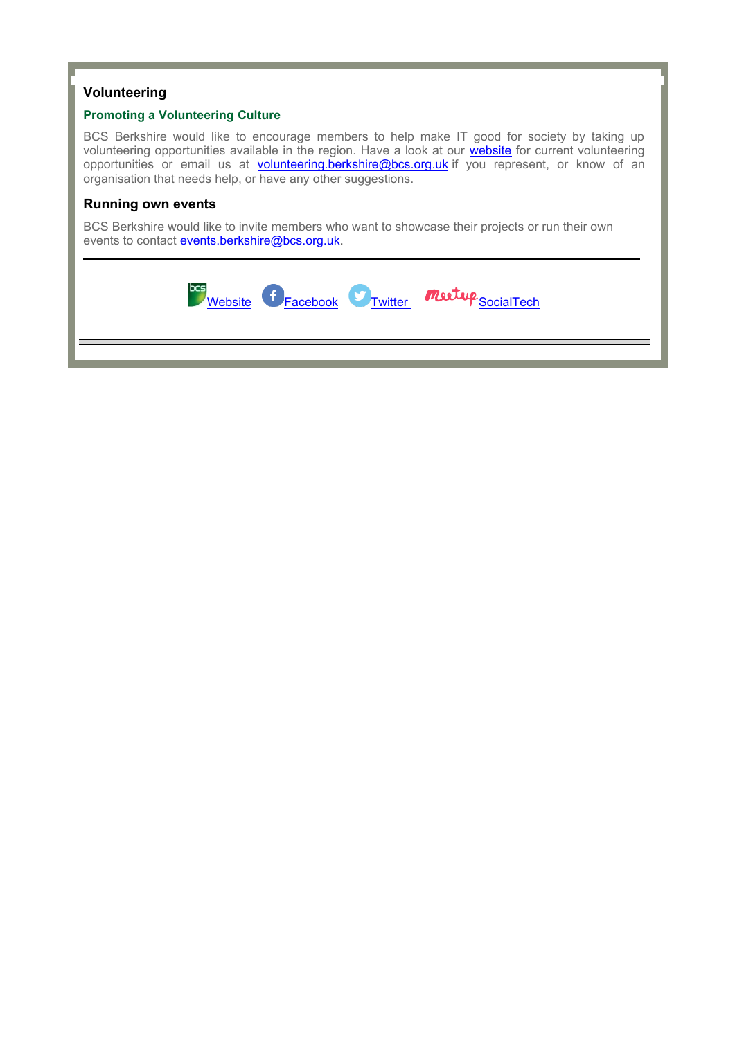## Volunteering

### Promoting a Volunteering Culture

BCS Berkshire would like to encourage members to help make IT good for society by taking up volunteering opportunities available in the region. Have a look at our website for current volunteering opportunities or email us at volunteering.berkshire@bcs.org.uk if you represent, or know of an organisation that needs help, or have any other suggestions.

## Running own events

BCS Berkshire would like to invite members who want to showcase their projects or run their own events to contact events.berkshire@bcs.org.uk.

---

Website Facebook Twitter SocialTech